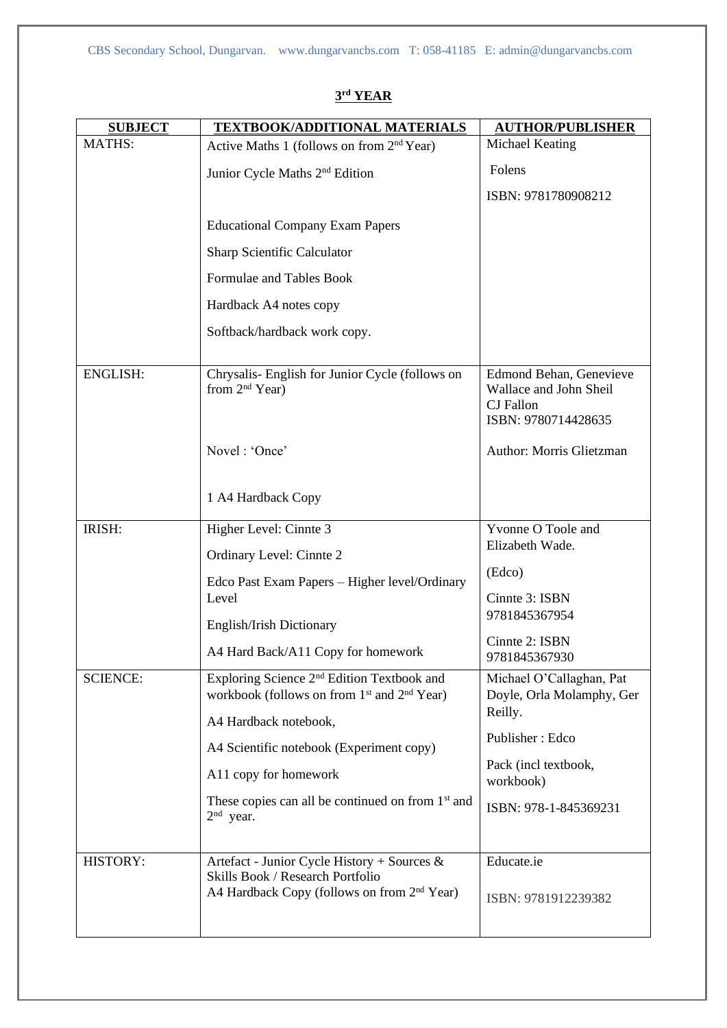## 3rd YEAR

| SUBJECT | TEXTBOOK/ADDITIONAL MATERIALS | AUTHOR/PUBLISHER |
|---|---|---|
| MATHS: | Active Maths 1 (follows on from 2nd Year)<br>Junior Cycle Maths 2nd Edition<br><br>Educational Company Exam Papers<br>Sharp Scientific Calculator<br>Formulae and Tables Book<br>Hardback A4 notes copy<br>Softback/hardback work copy. | Michael Keating<br>Folens<br>ISBN: 9781780908212 |
| ENGLISH: | Chrysalis- English for Junior Cycle (follows on from 2nd Year)<br><br>Novel : 'Once'<br><br>1 A4 Hardback Copy | Edmond Behan, Genevieve Wallace and John Sheil<br>CJ Fallon<br>ISBN: 9780714428635<br><br>Author: Morris Glietzman |
| IRISH: | Higher Level: Cinnte 3<br>Ordinary Level: Cinnte 2<br>Edco Past Exam Papers – Higher level/Ordinary Level<br>English/Irish Dictionary<br>A4 Hard Back/A11 Copy for homework | Yvonne O Toole and Elizabeth Wade.<br>(Edco)<br>Cinnte 3: ISBN 9781845367954<br>Cinnte 2: ISBN 9781845367930 |
| SCIENCE: | Exploring Science 2nd Edition Textbook and workbook (follows on from 1st and 2nd Year)<br>A4 Hardback notebook,<br>A4 Scientific notebook (Experiment copy)<br>A11 copy for homework<br>These copies can all be continued on from 1st and 2nd year. | Michael O'Callaghan, Pat Doyle, Orla Molamphy, Ger Reilly.<br>Publisher : Edco<br>Pack (incl textbook, workbook)<br>ISBN: 978-1-845369231 |
| HISTORY: | Artefact - Junior Cycle History + Sources & Skills Book / Research Portfolio<br>A4 Hardback Copy (follows on from 2nd Year) | Educate.ie<br><br>ISBN: 9781912239382 |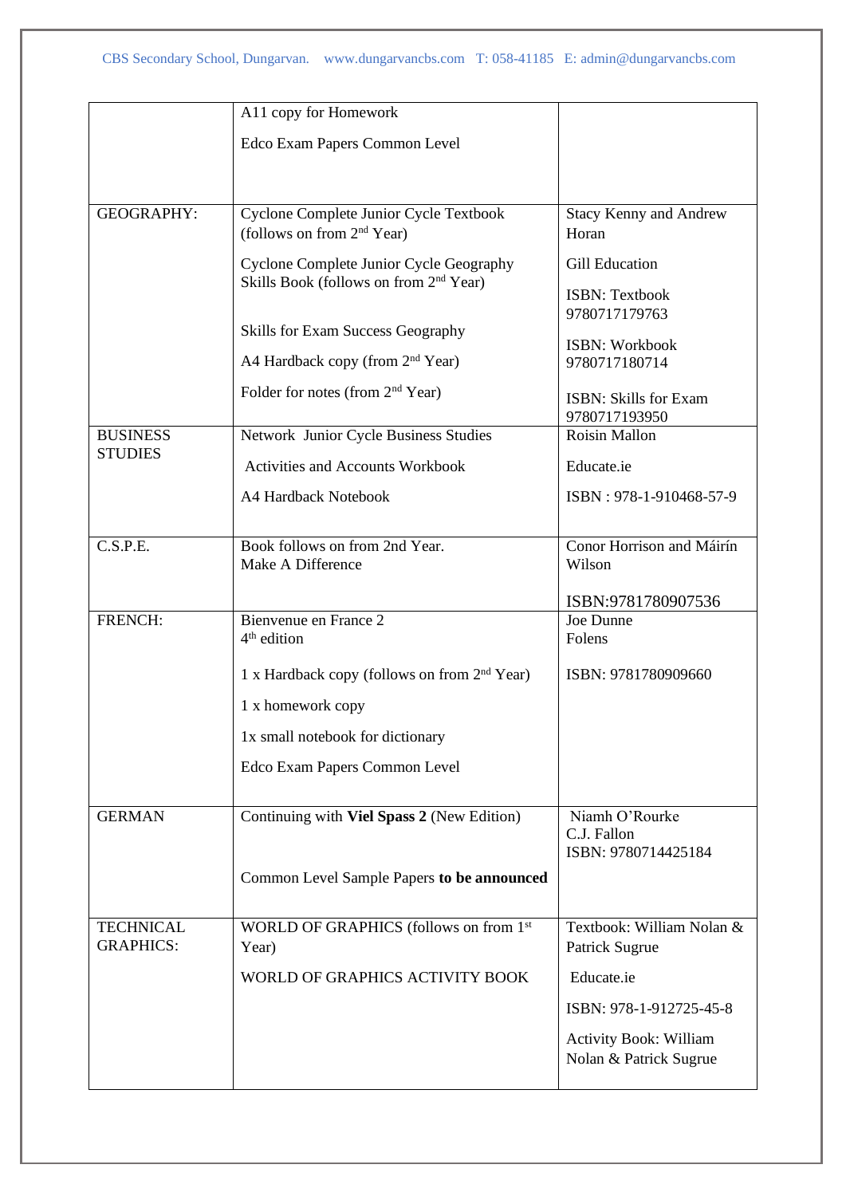| | | |
|---|---|---|
| | A11 copy for Homework<br><br>Edco Exam Papers Common Level | |
| GEOGRAPHY: | Cyclone Complete Junior Cycle Textbook (follows on from 2nd Year)<br><br>Cyclone Complete Junior Cycle Geography Skills Book (follows on from 2nd Year)<br><br>Skills for Exam Success Geography<br><br>A4 Hardback copy (from 2nd Year)<br><br>Folder for notes (from 2nd Year) | Stacy Kenny and Andrew Horan<br><br>Gill Education<br><br>ISBN: Textbook 9780717179763<br><br>ISBN: Workbook 9780717180714<br><br>ISBN: Skills for Exam 9780717193950 |
| BUSINESS STUDIES | Network Junior Cycle Business Studies<br><br>Activities and Accounts Workbook<br><br>A4 Hardback Notebook | Roisin Mallon<br><br>Educate.ie<br><br>ISBN : 978-1-910468-57-9 |
| C.S.P.E. | Book follows on from 2nd Year.<br>Make A Difference | Conor Horrison and Máirín Wilson<br><br>ISBN:9781780907536 |
| FRENCH: | Bienvenue en France 2<br>4th edition<br><br>1 x Hardback copy (follows on from 2nd Year)<br><br>1 x homework copy<br><br>1x small notebook for dictionary<br><br>Edco Exam Papers Common Level | Joe Dunne<br>Folens<br><br>ISBN: 9781780909660 |
| GERMAN | Continuing with **Viel Spass 2** (New Edition)<br><br>Common Level Sample Papers **to be announced** | Niamh O'Rourke<br>C.J. Fallon<br>ISBN: 9780714425184 |
| TECHNICAL GRAPHICS: | WORLD OF GRAPHICS (follows on from 1st Year)<br><br>WORLD OF GRAPHICS ACTIVITY BOOK | Textbook: William Nolan & Patrick Sugrue<br><br>Educate.ie<br><br>ISBN: 978-1-912725-45-8<br><br>Activity Book: William Nolan & Patrick Sugrue |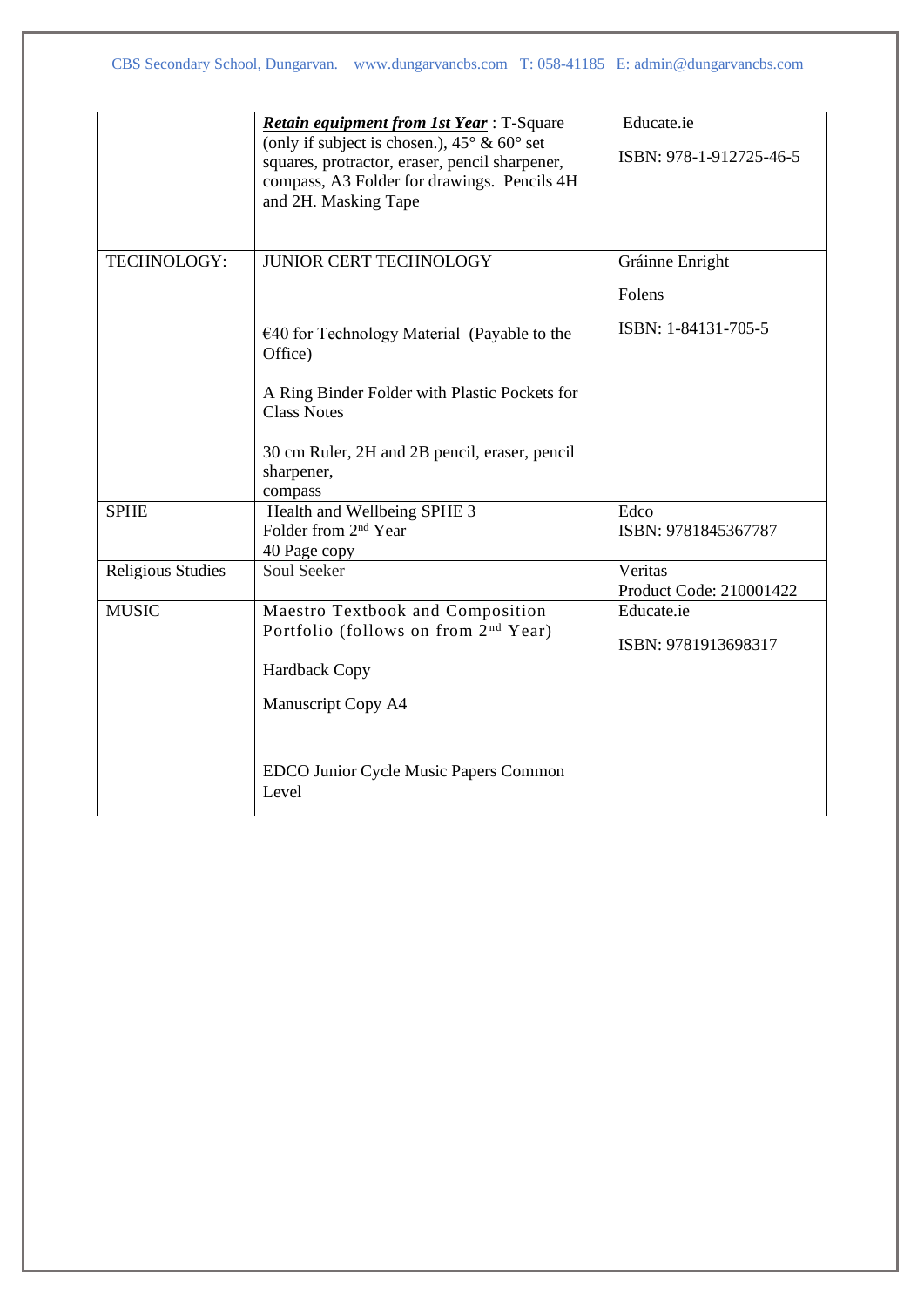| | | |
|---|---|---|
| | ***Retain equipment from 1st Year*** : T-Square (only if subject is chosen.), 45° & 60° set squares, protractor, eraser, pencil sharpener, compass, A3 Folder for drawings. Pencils 4H and 2H. Masking Tape | Educate.ie<br><br>ISBN: 978-1-912725-46-5 |
| TECHNOLOGY: | JUNIOR CERT TECHNOLOGY<br><br>€40 for Technology Material (Payable to the Office)<br><br>A Ring Binder Folder with Plastic Pockets for Class Notes<br><br>30 cm Ruler, 2H and 2B pencil, eraser, pencil sharpener, compass | Gráinne Enright<br><br>Folens<br><br>ISBN: 1-84131-705-5 |
| SPHE | Health and Wellbeing SPHE 3<br>Folder from 2nd Year<br>40 Page copy | Edco<br>ISBN: 9781845367787 |
| Religious Studies | Soul Seeker | Veritas<br>Product Code: 210001422 |
| MUSIC | Maestro Textbook and Composition Portfolio (follows on from 2nd Year)<br><br>Hardback Copy<br><br>Manuscript Copy A4<br><br>EDCO Junior Cycle Music Papers Common Level | Educate.ie<br><br>ISBN: 9781913698317 |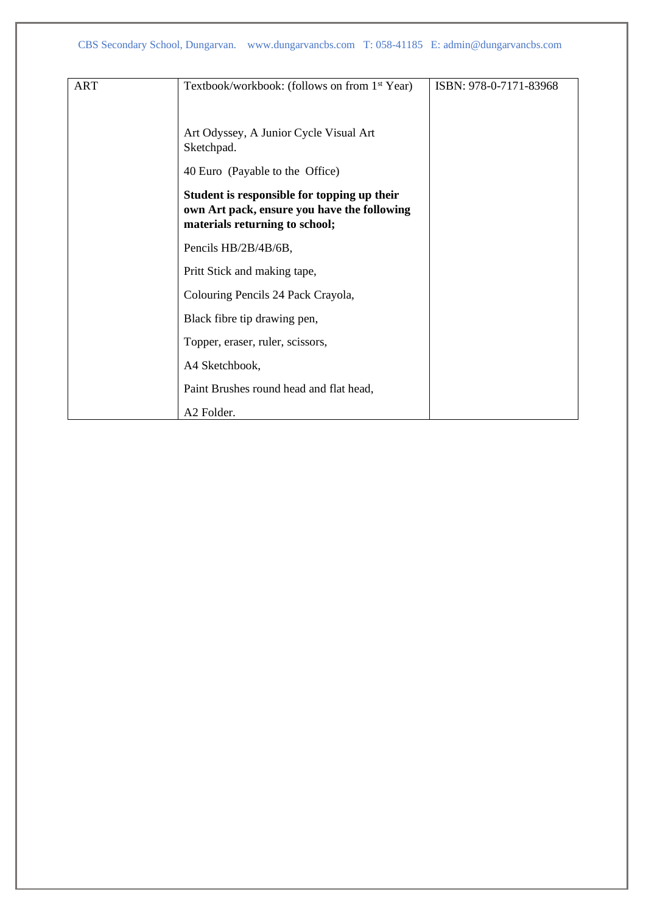| | | |
|---|---|---|
| ART | Textbook/workbook: (follows on from 1st Year)<br><br>Art Odyssey, A Junior Cycle Visual Art Sketchpad.<br><br>40 Euro (Payable to the Office)<br><br>**Student is responsible for topping up their own Art pack, ensure you have the following materials returning to school;**<br><br>Pencils HB/2B/4B/6B,<br><br>Pritt Stick and making tape,<br><br>Colouring Pencils 24 Pack Crayola,<br><br>Black fibre tip drawing pen,<br><br>Topper, eraser, ruler, scissors,<br><br>A4 Sketchbook,<br><br>Paint Brushes round head and flat head,<br><br>A2 Folder. | ISBN: 978-0-7171-83968 |